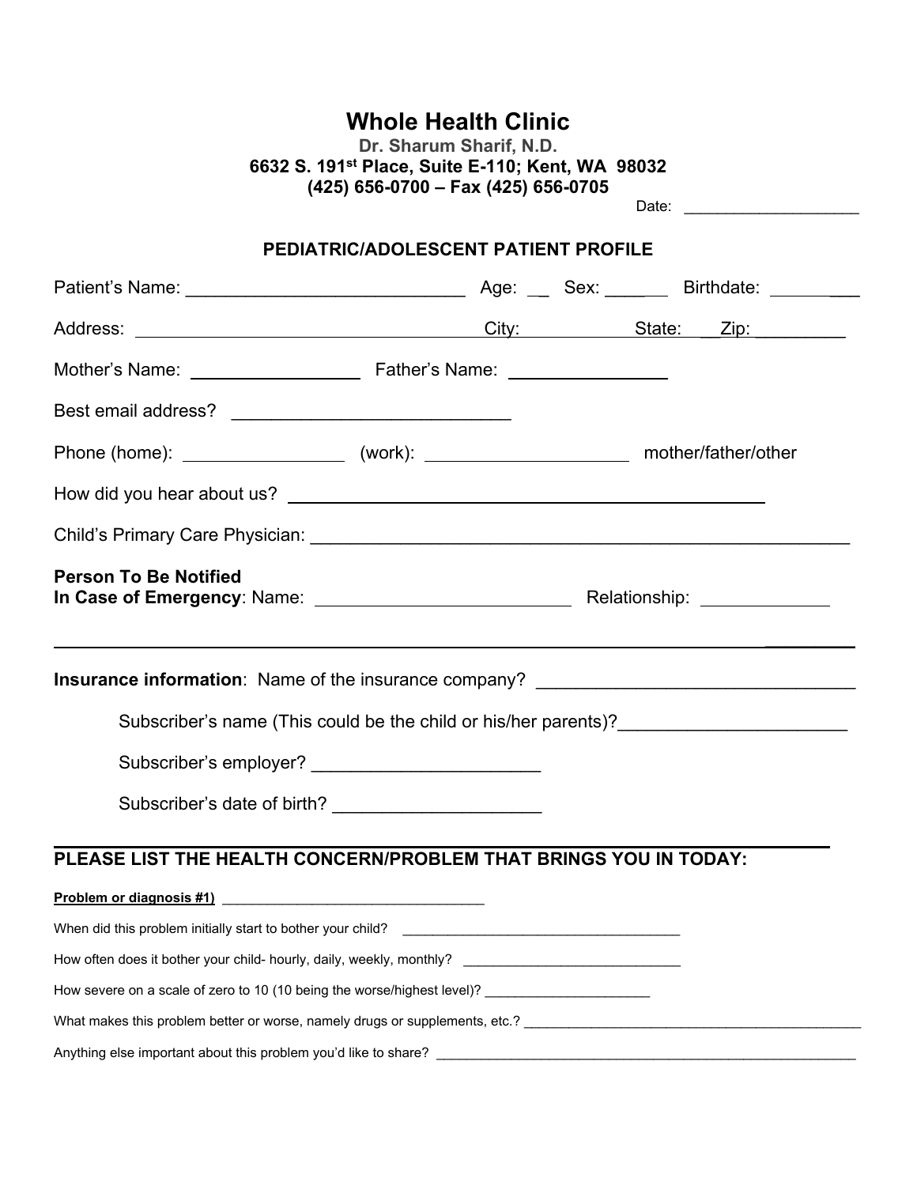# Whole Health Clinic

**Dr. Sharum Sharif, N.D.**
**6632 S. 191st Place, Suite E-110; Kent, WA 98032**
**(425) 656-0700 – Fax (425) 656-0705**

Date: ____________________

## PEDIATRIC/ADOLESCENT PATIENT PROFILE

Patient's Name: ___________________________ Age: __ Sex: ______ Birthdate: _________

Address: ___________________________________ City: ___________ State: ___ Zip: _________

Mother's Name: _________________ Father's Name: ________________

Best email address? ___________________________

Phone (home): ________________ (work): ____________________ mother/father/other

How did you hear about us? ___________________________________________

Child's Primary Care Physician: ______________________________________________________

**Person To Be Notified**
**In Case of Emergency**: Name: _________________________ Relationship: ____________

______________________________________________________________________________

**Insurance information**: Name of the insurance company? _______________________________

Subscriber's name (This could be the child or his/her parents)?______________________

Subscriber's employer? ______________________

Subscriber's date of birth? ____________________

## PLEASE LIST THE HEALTH CONCERN/PROBLEM THAT BRINGS YOU IN TODAY:

**Problem or diagnosis #1)** ___________________________________

When did this problem initially start to bother your child? ___________________________________

How often does it bother your child- hourly, daily, weekly, monthly? _____________________________

How severe on a scale of zero to 10 (10 being the worse/highest level)? ______________________

What makes this problem better or worse, namely drugs or supplements, etc.? _____________________________________________

Anything else important about this problem you'd like to share? _______________________________________________________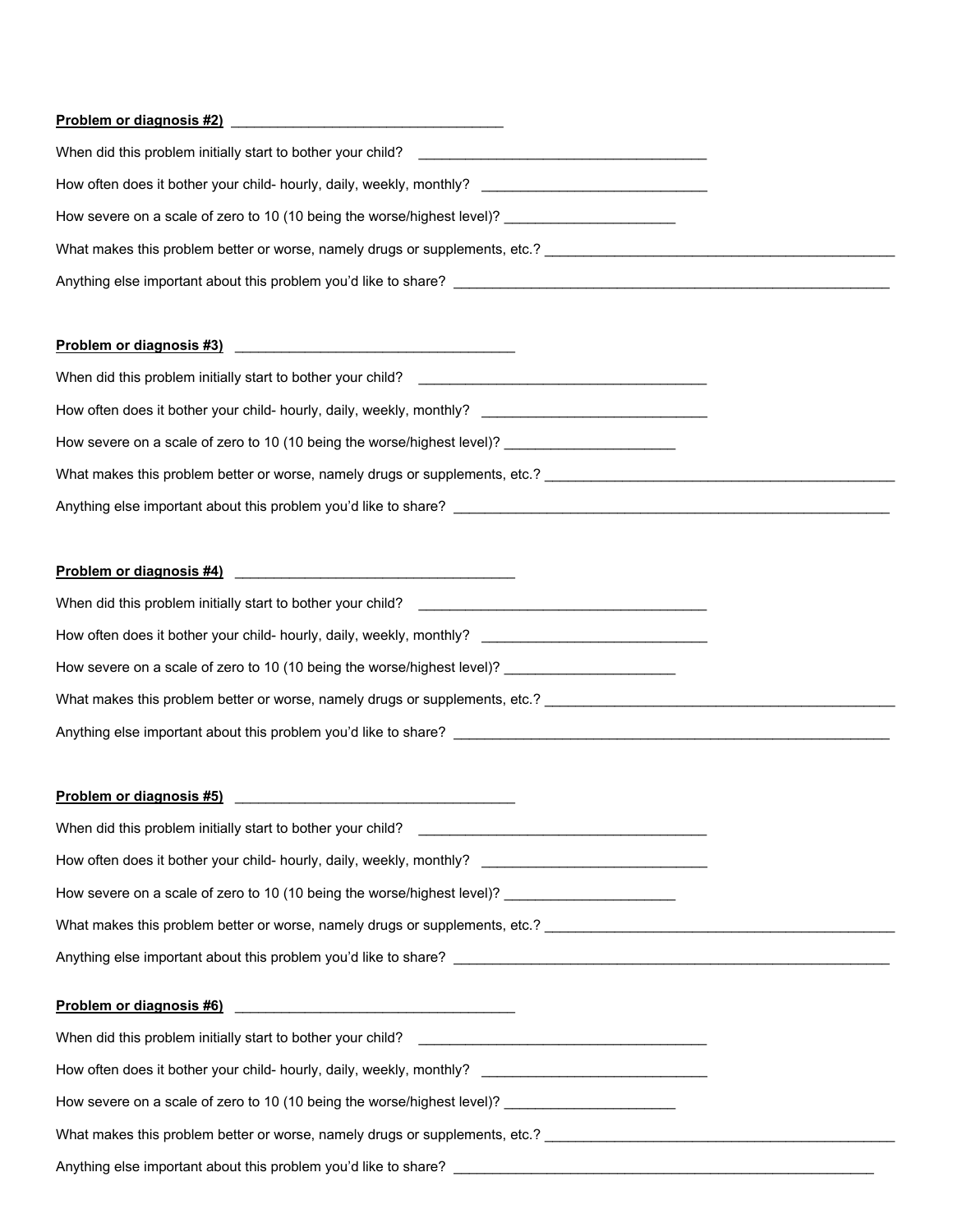**Problem or diagnosis #2)** ___________________________________

When did this problem initially start to bother your child? ______________________________________

How often does it bother your child- hourly, daily, weekly, monthly? ______________________________

How severe on a scale of zero to 10 (10 being the worse/highest level)? ______________________

What makes this problem better or worse, namely drugs or supplements, etc.? _______________________________________________

Anything else important about this problem you'd like to share? __________________________________________________________

**Problem or diagnosis #3)** ___________________________________

When did this problem initially start to bother your child? ______________________________________

How often does it bother your child- hourly, daily, weekly, monthly? ______________________________

How severe on a scale of zero to 10 (10 being the worse/highest level)? ______________________

What makes this problem better or worse, namely drugs or supplements, etc.? _______________________________________________

Anything else important about this problem you'd like to share? __________________________________________________________

**Problem or diagnosis #4)** ___________________________________

When did this problem initially start to bother your child? ______________________________________

How often does it bother your child- hourly, daily, weekly, monthly? ______________________________

How severe on a scale of zero to 10 (10 being the worse/highest level)? ______________________

What makes this problem better or worse, namely drugs or supplements, etc.? _______________________________________________

Anything else important about this problem you'd like to share? __________________________________________________________

**Problem or diagnosis #5)** ___________________________________

When did this problem initially start to bother your child? ______________________________________

How often does it bother your child- hourly, daily, weekly, monthly? ______________________________

How severe on a scale of zero to 10 (10 being the worse/highest level)? ______________________

What makes this problem better or worse, namely drugs or supplements, etc.? _______________________________________________

Anything else important about this problem you'd like to share? __________________________________________________________

**Problem or diagnosis #6)** ___________________________________

When did this problem initially start to bother your child? ______________________________________

How often does it bother your child- hourly, daily, weekly, monthly? ______________________________

How severe on a scale of zero to 10 (10 being the worse/highest level)? ______________________

What makes this problem better or worse, namely drugs or supplements, etc.? _______________________________________________

Anything else important about this problem you'd like to share? ________________________________________________________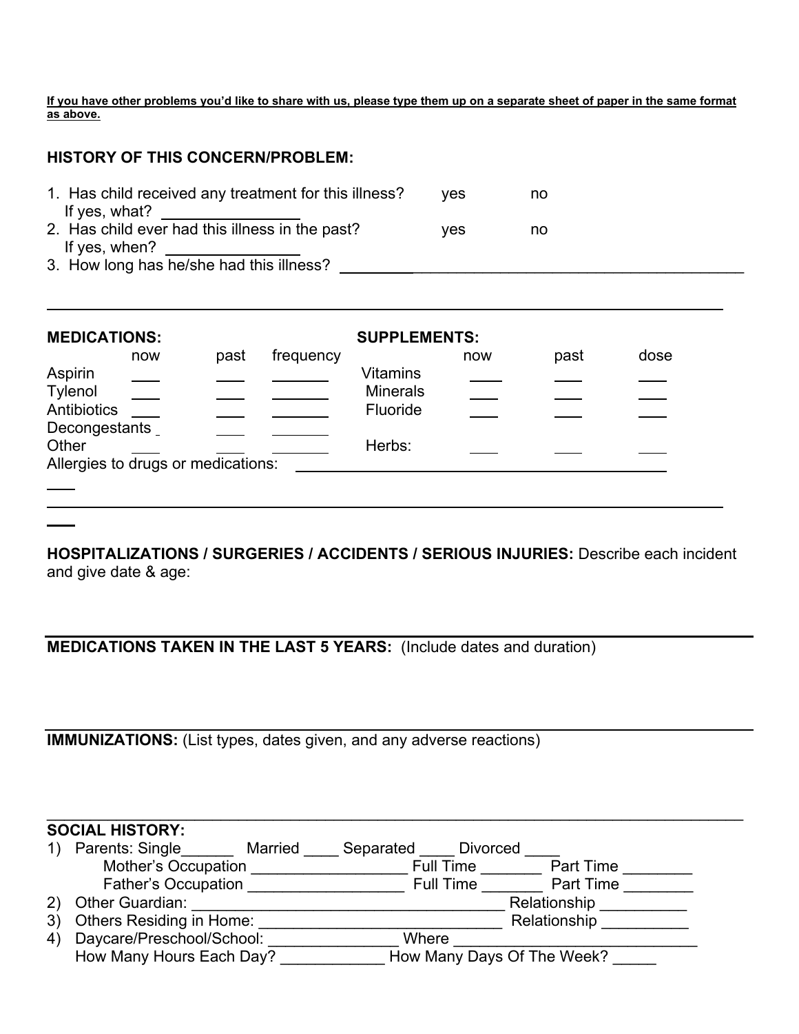**If you have other problems you'd like to share with us, please type them up on a separate sheet of paper in the same format as above.**

## HISTORY OF THIS CONCERN/PROBLEM:

1. Has child received any treatment for this illness? yes no
   If yes, what? ________________
2. Has child ever had this illness in the past? yes no
   If yes, when? ________________
3. How long has he/she had this illness? ______________________________________________

_______________________________________________________________________________

| MEDICATIONS: | now | past | frequency | SUPPLEMENTS: | now | past | dose |
|---|---|---|---|---|---|---|---|
| Aspirin | ___ | ___ | _______ | Vitamins | ___ | ___ | ___ |
| Tylenol | ___ | ___ | _______ | Minerals | ___ | ___ | ___ |
| Antibiotics | ___ | ___ | _______ | Fluoride | ___ | ___ | ___ |
| Decongestants | | ___ | _______ | | | | |
| Other | ___ | ___ | _______ | Herbs: | ___ | ___ | ___ |

Allergies to drugs or medications: ______________________________________________

_______________________________________________________________________________

**HOSPITALIZATIONS / SURGERIES / ACCIDENTS / SERIOUS INJURIES:** Describe each incident and give date & age:

_______________________________________________________________________________

**MEDICATIONS TAKEN IN THE LAST 5 YEARS:** (Include dates and duration)

_______________________________________________________________________________

**IMMUNIZATIONS:** (List types, dates given, and any adverse reactions)

_______________________________________________________________________________

**SOCIAL HISTORY:**

1) Parents: Single______ Married ____ Separated ____ Divorced ____
   Mother's Occupation __________________ Full Time _______ Part Time ________
   Father's Occupation __________________ Full Time _______ Part Time ________
2) Other Guardian: _____________________________________ Relationship __________
3) Others Residing in Home: _____________________________ Relationship __________
4) Daycare/Preschool/School: _______________ Where _____________________________
   How Many Hours Each Day? ____________ How Many Days Of The Week? _____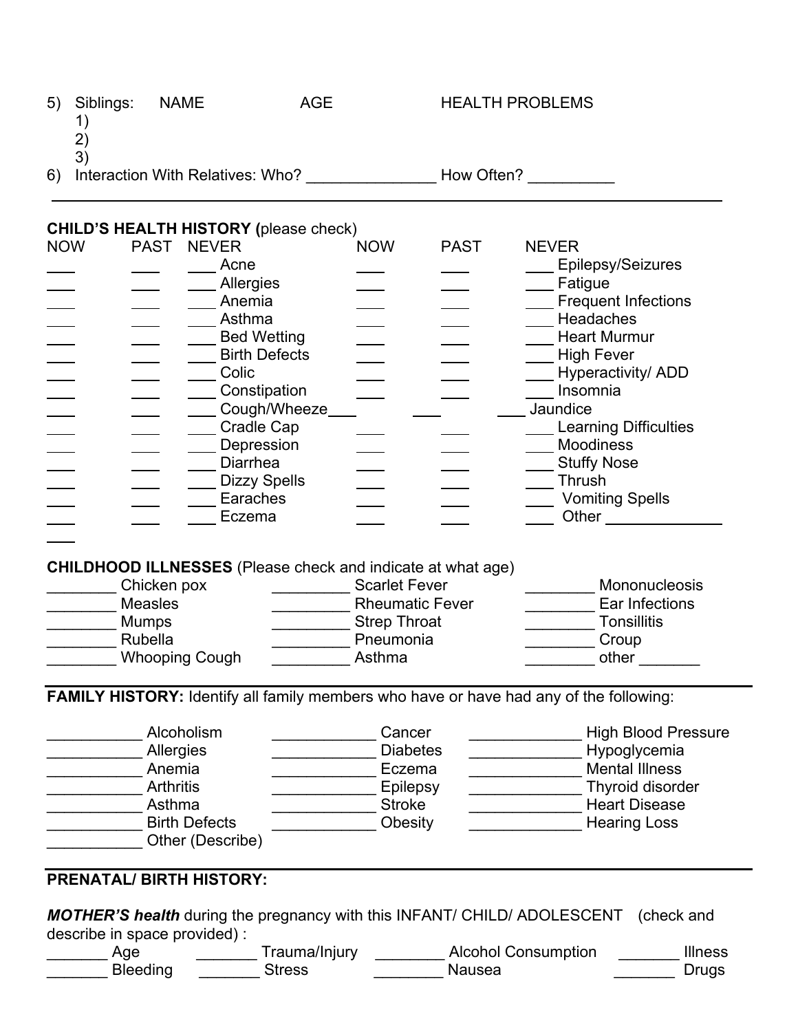5) Siblings: NAME AGE HEALTH PROBLEMS

1)
2)
3)

6) Interaction With Relatives: Who? _______________ How Often? __________

---

**CHILD'S HEALTH HISTORY (**please check)

| NOW | PAST | NEVER | | NOW | PAST | NEVER | |
|---|---|---|---|---|---|---|---|
| ___ | ___ | ___ | Acne | ___ | ___ | ___ | Epilepsy/Seizures |
| ___ | ___ | ___ | Allergies | ___ | ___ | ___ | Fatigue |
| ___ | ___ | ___ | Anemia | ___ | ___ | ___ | Frequent Infections |
| ___ | ___ | ___ | Asthma | ___ | ___ | ___ | Headaches |
| ___ | ___ | ___ | Bed Wetting | ___ | ___ | ___ | Heart Murmur |
| ___ | ___ | ___ | Birth Defects | ___ | ___ | ___ | High Fever |
| ___ | ___ | ___ | Colic | ___ | ___ | ___ | Hyperactivity/ ADD |
| ___ | ___ | ___ | Constipation | ___ | ___ | ___ | Insomnia |
| ___ | ___ | ___ | Cough/Wheeze | ___ | ___ | ___ | Jaundice |
| ___ | ___ | ___ | Cradle Cap | ___ | ___ | ___ | Learning Difficulties |
| ___ | ___ | ___ | Depression | ___ | ___ | ___ | Moodiness |
| ___ | ___ | ___ | Diarrhea | ___ | ___ | ___ | Stuffy Nose |
| ___ | ___ | ___ | Dizzy Spells | ___ | ___ | ___ | Thrush |
| ___ | ___ | ___ | Earaches | ___ | ___ | ___ | Vomiting Spells |
| ___ | ___ | ___ | Eczema | ___ | ___ | ___ | Other _____________ |
| ___ | | | | | | | |

**CHILDHOOD ILLNESSES** (Please check and indicate at what age)

| | | |
|---|---|---|
| ________ Chicken pox | _________ Scarlet Fever | ________ Mononucleosis |
| ________ Measles | _________ Rheumatic Fever | ________ Ear Infections |
| ________ Mumps | _________ Strep Throat | ________ Tonsillitis |
| ________ Rubella | _________ Pneumonia | ________ Croup |
| ________ Whooping Cough | _________ Asthma | ________ other _______ |

---

**FAMILY HISTORY:** Identify all family members who have or have had any of the following:

| | | |
|---|---|---|
| ___________ Alcoholism | ____________ Cancer | _____________ High Blood Pressure |
| ___________ Allergies | ____________ Diabetes | _____________ Hypoglycemia |
| ___________ Anemia | ____________ Eczema | _____________ Mental Illness |
| ___________ Arthritis | ____________ Epilepsy | _____________ Thyroid disorder |
| ___________ Asthma | ____________ Stroke | _____________ Heart Disease |
| ___________ Birth Defects | ____________ Obesity | _____________ Hearing Loss |
| ___________ Other (Describe) | | |

---

**PRENATAL/ BIRTH HISTORY:**

***MOTHER'S health*** during the pregnancy with this INFANT/ CHILD/ ADOLESCENT (check and describe in space provided) :

| | | | |
|---|---|---|---|
| _______ Age | _______ Trauma/Injury | ________ Alcohol Consumption | _______ Illness |
| _______ Bleeding | _______ Stress | ________ Nausea | _______ Drugs |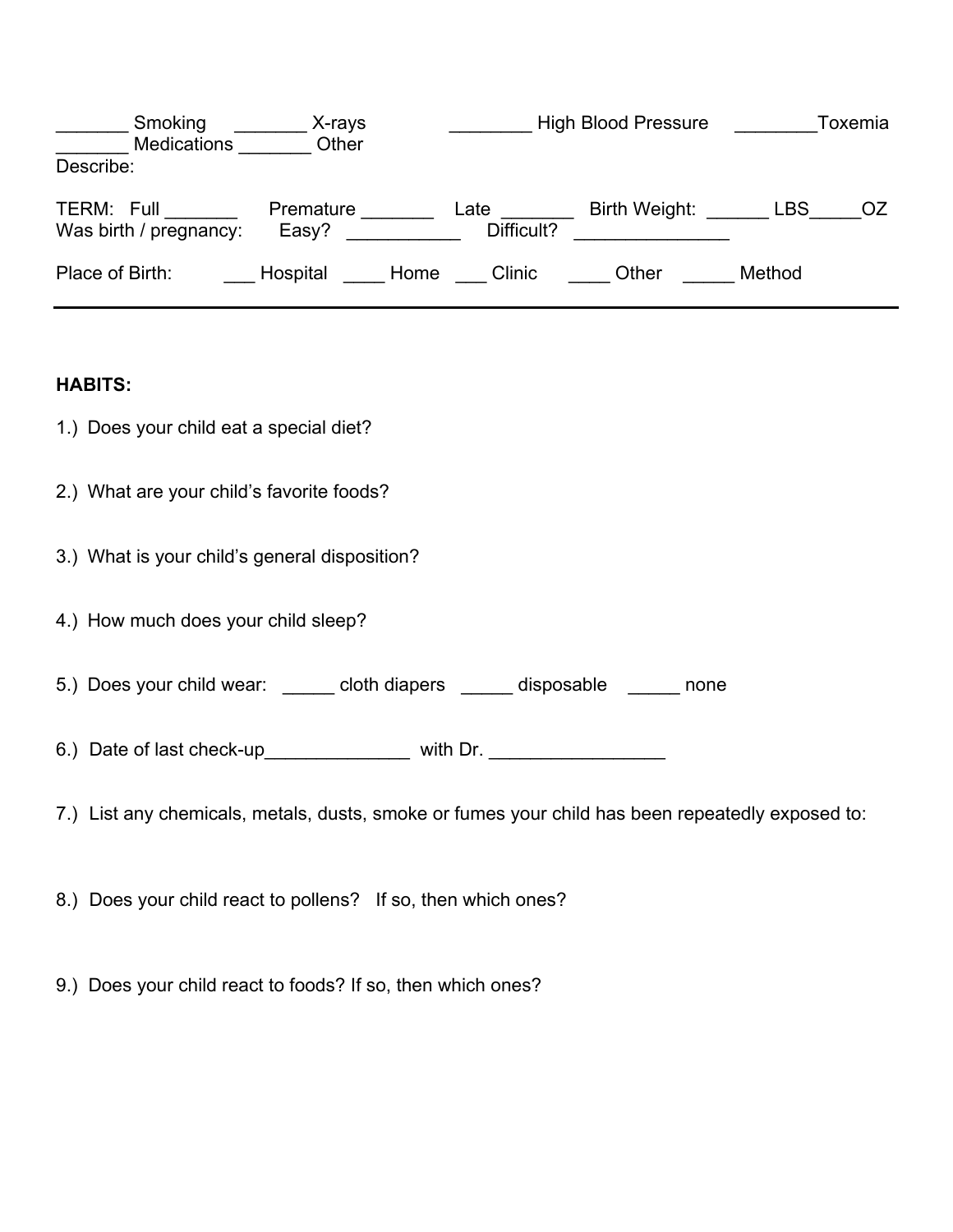_______ Smoking _______ X-rays ________ High Blood Pressure ________Toxemia
_______ Medications _______ Other
Describe:

TERM: Full _______ Premature _______ Late _______ Birth Weight: ______ LBS_____OZ
Was birth / pregnancy: Easy? ___________ Difficult? _______________

Place of Birth: ___ Hospital ____ Home ___ Clinic ____ Other _____ Method

---

**HABITS:**

1.) Does your child eat a special diet?

2.) What are your child's favorite foods?

3.) What is your child's general disposition?

4.) How much does your child sleep?

5.) Does your child wear: _____ cloth diapers _____ disposable _____ none

6.) Date of last check-up______________ with Dr. _________________

7.) List any chemicals, metals, dusts, smoke or fumes your child has been repeatedly exposed to:

8.) Does your child react to pollens? If so, then which ones?

9.) Does your child react to foods? If so, then which ones?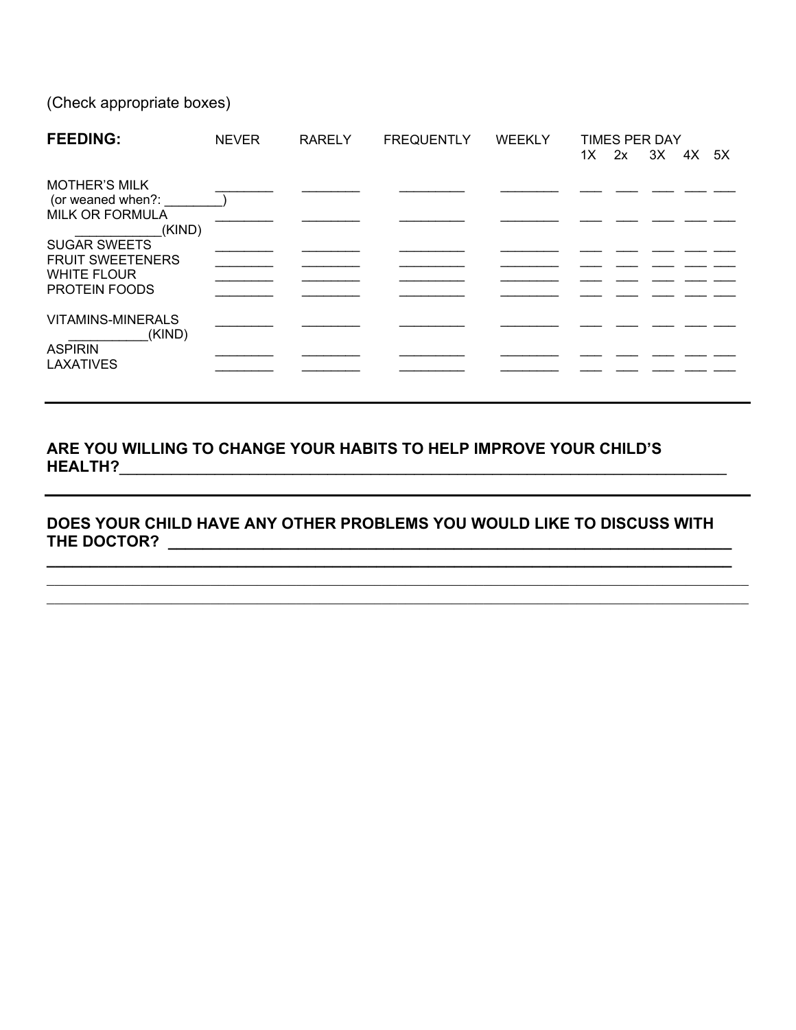(Check appropriate boxes)

| FEEDING: | NEVER | RARELY | FREQUENTLY | WEEKLY | TIMES PER DAY 1X | 2x | 3X | 4X | 5X |
|---|---|---|---|---|---|---|---|---|---|
| MOTHER'S MILK (or weaned when?: ________) | ________ | ________ | _________ | ________ | ___ | ___ | ___ | ___ | ___ |
| MILK OR FORMULA ____________(KIND) | ________ | ________ | _________ | ________ | ___ | ___ | ___ | ___ | ___ |
| SUGAR SWEETS | ________ | ________ | _________ | ________ | ___ | ___ | ___ | ___ | ___ |
| FRUIT SWEETENERS | ________ | ________ | _________ | ________ | ___ | ___ | ___ | ___ | ___ |
| WHITE FLOUR | ________ | ________ | _________ | ________ | ___ | ___ | ___ | ___ | ___ |
| PROTEIN FOODS | ________ | ________ | _________ | ________ | ___ | ___ | ___ | ___ | ___ |
| VITAMINS-MINERALS ___________(KIND) | ________ | ________ | _________ | ________ | ___ | ___ | ___ | ___ | ___ |
| ASPIRIN | ________ | ________ | _________ | ________ | ___ | ___ | ___ | ___ | ___ |
| LAXATIVES | ________ | ________ | _________ | ________ | ___ | ___ | ___ | ___ | ___ |

---

**ARE YOU WILLING TO CHANGE YOUR HABITS TO HELP IMPROVE YOUR CHILD'S HEALTH?**___________________________________________________________________________

---

**DOES YOUR CHILD HAVE ANY OTHER PROBLEMS YOU WOULD LIKE TO DISCUSS WITH THE DOCTOR?** ___________________________________________________________________

___________________________________________________________________________________

___________________________________________________________________________________

___________________________________________________________________________________